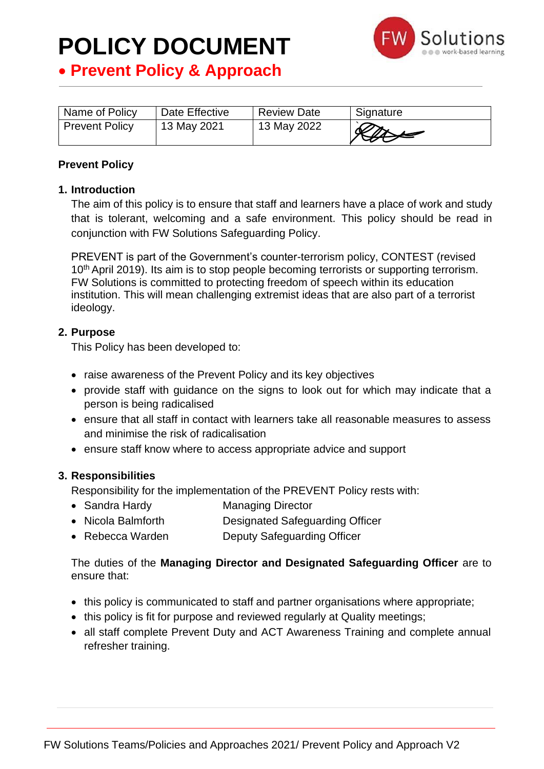# POLICY DOCUMENT

## • Prevent Policy & Approach

| Name of Policy | Date Effective | Review Date | Signature |
|---|---|---|---|
| Prevent Policy | 13 May 2021 | 13 May 2022 | |

**Prevent Policy**

### 1. Introduction

The aim of this policy is to ensure that staff and learners have a place of work and study that is tolerant, welcoming and a safe environment. This policy should be read in conjunction with FW Solutions Safeguarding Policy.

PREVENT is part of the Government's counter-terrorism policy, CONTEST (revised 10th April 2019). Its aim is to stop people becoming terrorists or supporting terrorism. FW Solutions is committed to protecting freedom of speech within its education institution. This will mean challenging extremist ideas that are also part of a terrorist ideology.

### 2. Purpose

This Policy has been developed to:

- raise awareness of the Prevent Policy and its key objectives
- provide staff with guidance on the signs to look out for which may indicate that a person is being radicalised
- ensure that all staff in contact with learners take all reasonable measures to assess and minimise the risk of radicalisation
- ensure staff know where to access appropriate advice and support

### 3. Responsibilities

Responsibility for the implementation of the PREVENT Policy rests with:

- Sandra Hardy — Managing Director
- Nicola Balmforth — Designated Safeguarding Officer
- Rebecca Warden — Deputy Safeguarding Officer

The duties of the **Managing Director and Designated Safeguarding Officer** are to ensure that:

- this policy is communicated to staff and partner organisations where appropriate;
- this policy is fit for purpose and reviewed regularly at Quality meetings;
- all staff complete Prevent Duty and ACT Awareness Training and complete annual refresher training.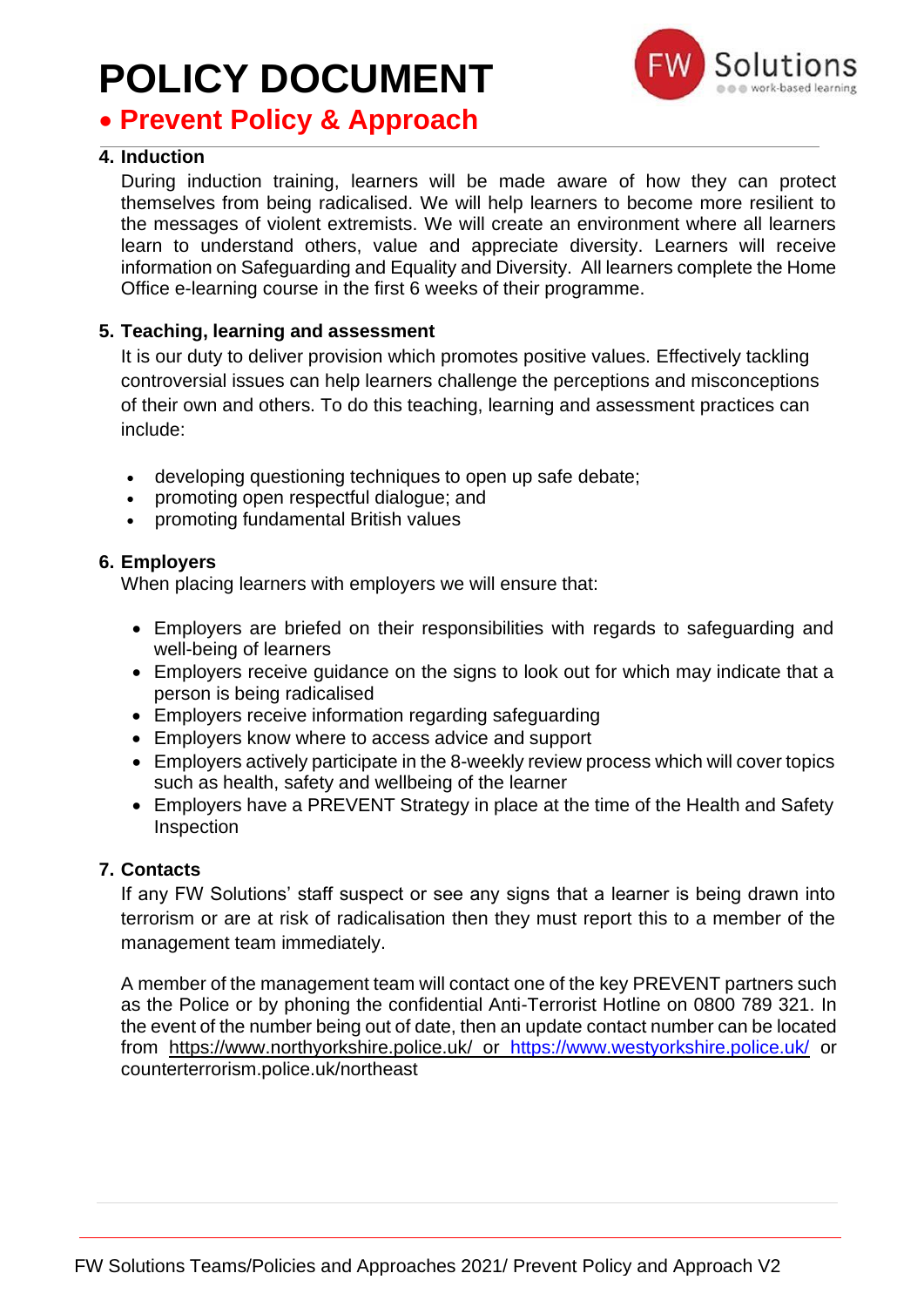## 4. Induction

During induction training, learners will be made aware of how they can protect themselves from being radicalised. We will help learners to become more resilient to the messages of violent extremists. We will create an environment where all learners learn to understand others, value and appreciate diversity. Learners will receive information on Safeguarding and Equality and Diversity. All learners complete the Home Office e-learning course in the first 6 weeks of their programme.

## 5. Teaching, learning and assessment

It is our duty to deliver provision which promotes positive values. Effectively tackling controversial issues can help learners challenge the perceptions and misconceptions of their own and others. To do this teaching, learning and assessment practices can include:

- developing questioning techniques to open up safe debate;
- promoting open respectful dialogue; and
- promoting fundamental British values

## 6. Employers

When placing learners with employers we will ensure that:

- Employers are briefed on their responsibilities with regards to safeguarding and well-being of learners
- Employers receive guidance on the signs to look out for which may indicate that a person is being radicalised
- Employers receive information regarding safeguarding
- Employers know where to access advice and support
- Employers actively participate in the 8-weekly review process which will cover topics such as health, safety and wellbeing of the learner
- Employers have a PREVENT Strategy in place at the time of the Health and Safety Inspection

## 7. Contacts

If any FW Solutions' staff suspect or see any signs that a learner is being drawn into terrorism or are at risk of radicalisation then they must report this to a member of the management team immediately.

A member of the management team will contact one of the key PREVENT partners such as the Police or by phoning the confidential Anti-Terrorist Hotline on 0800 789 321. In the event of the number being out of date, then an update contact number can be located from https://www.northyorkshire.police.uk/ or https://www.westyorkshire.police.uk/ or counterterrorism.police.uk/northeast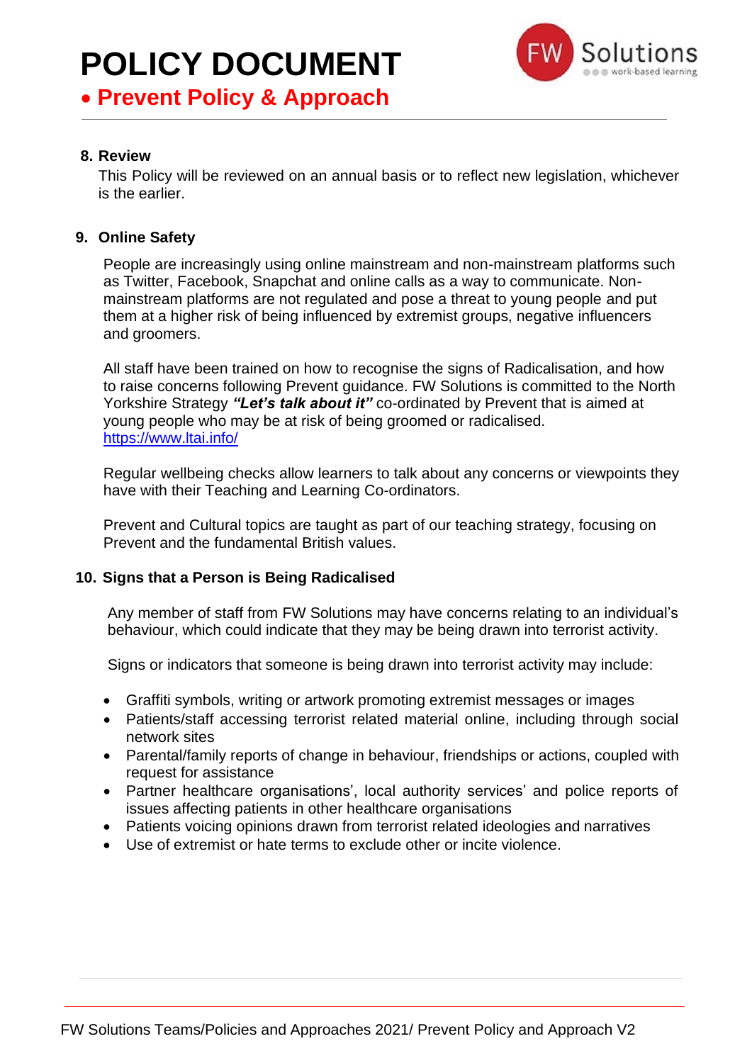## 8. Review

This Policy will be reviewed on an annual basis or to reflect new legislation, whichever is the earlier.

## 9. Online Safety

People are increasingly using online mainstream and non-mainstream platforms such as Twitter, Facebook, Snapchat and online calls as a way to communicate. Non-mainstream platforms are not regulated and pose a threat to young people and put them at a higher risk of being influenced by extremist groups, negative influencers and groomers.

All staff have been trained on how to recognise the signs of Radicalisation, and how to raise concerns following Prevent guidance. FW Solutions is committed to the North Yorkshire Strategy ***"Let's talk about it"*** co-ordinated by Prevent that is aimed at young people who may be at risk of being groomed or radicalised.
https://www.ltai.info/

Regular wellbeing checks allow learners to talk about any concerns or viewpoints they have with their Teaching and Learning Co-ordinators.

Prevent and Cultural topics are taught as part of our teaching strategy, focusing on Prevent and the fundamental British values.

## 10. Signs that a Person is Being Radicalised

Any member of staff from FW Solutions may have concerns relating to an individual's behaviour, which could indicate that they may be being drawn into terrorist activity.

Signs or indicators that someone is being drawn into terrorist activity may include:

- Graffiti symbols, writing or artwork promoting extremist messages or images
- Patients/staff accessing terrorist related material online, including through social network sites
- Parental/family reports of change in behaviour, friendships or actions, coupled with request for assistance
- Partner healthcare organisations', local authority services' and police reports of issues affecting patients in other healthcare organisations
- Patients voicing opinions drawn from terrorist related ideologies and narratives
- Use of extremist or hate terms to exclude other or incite violence.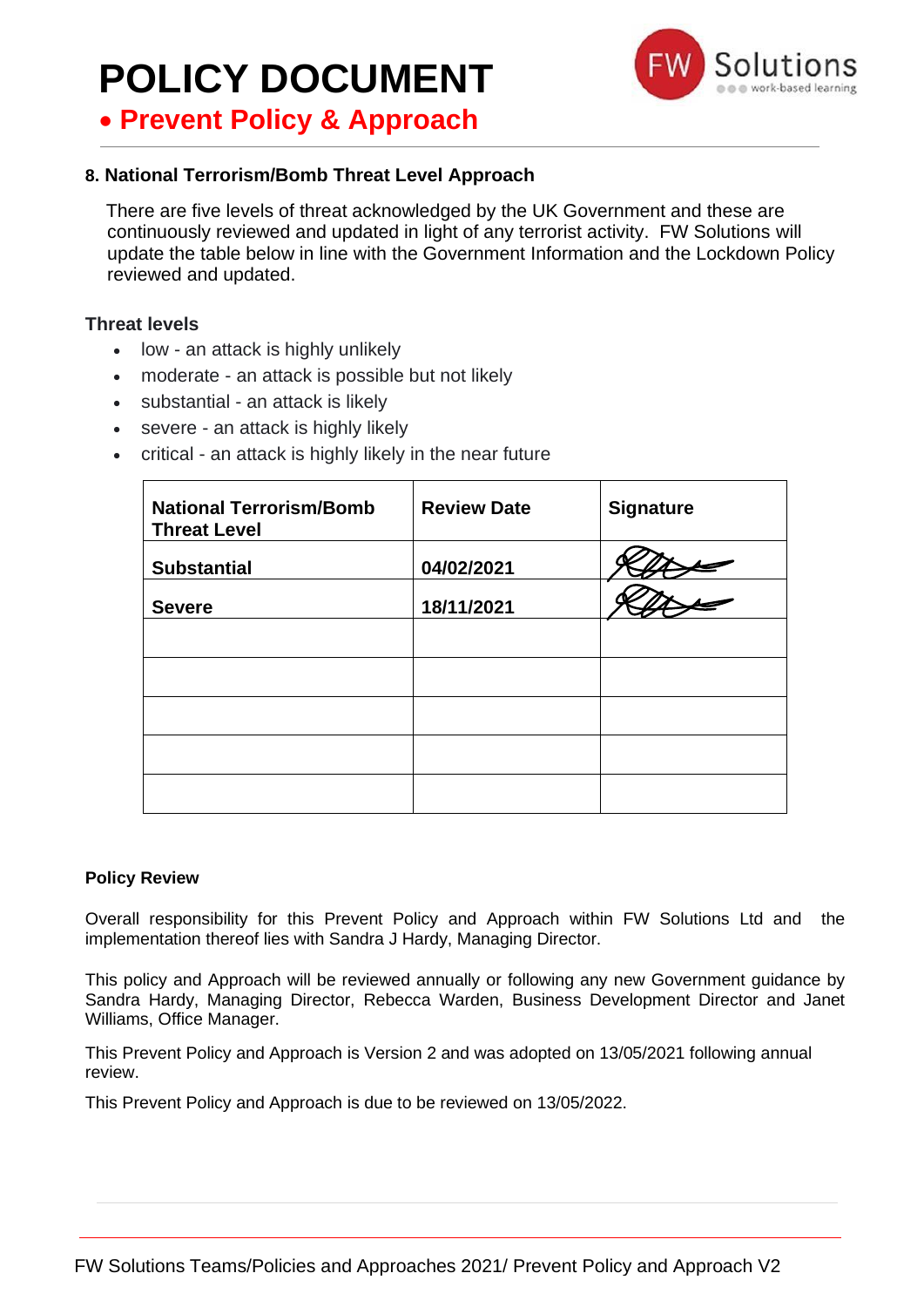## 8. National Terrorism/Bomb Threat Level Approach

There are five levels of threat acknowledged by the UK Government and these are continuously reviewed and updated in light of any terrorist activity. FW Solutions will update the table below in line with the Government Information and the Lockdown Policy reviewed and updated.

### Threat levels

- low - an attack is highly unlikely
- moderate - an attack is possible but not likely
- substantial - an attack is likely
- severe - an attack is highly likely
- critical - an attack is highly likely in the near future

| National Terrorism/Bomb Threat Level | Review Date | Signature |
|---|---|---|
| **Substantial** | **04/02/2021** | [signature] |
| **Severe** | **18/11/2021** | [signature] |
| | | |
| | | |
| | | |
| | | |
| | | |

### Policy Review

Overall responsibility for this Prevent Policy and Approach within FW Solutions Ltd and the implementation thereof lies with Sandra J Hardy, Managing Director.

This policy and Approach will be reviewed annually or following any new Government guidance by Sandra Hardy, Managing Director, Rebecca Warden, Business Development Director and Janet Williams, Office Manager.

This Prevent Policy and Approach is Version 2 and was adopted on 13/05/2021 following annual review.

This Prevent Policy and Approach is due to be reviewed on 13/05/2022.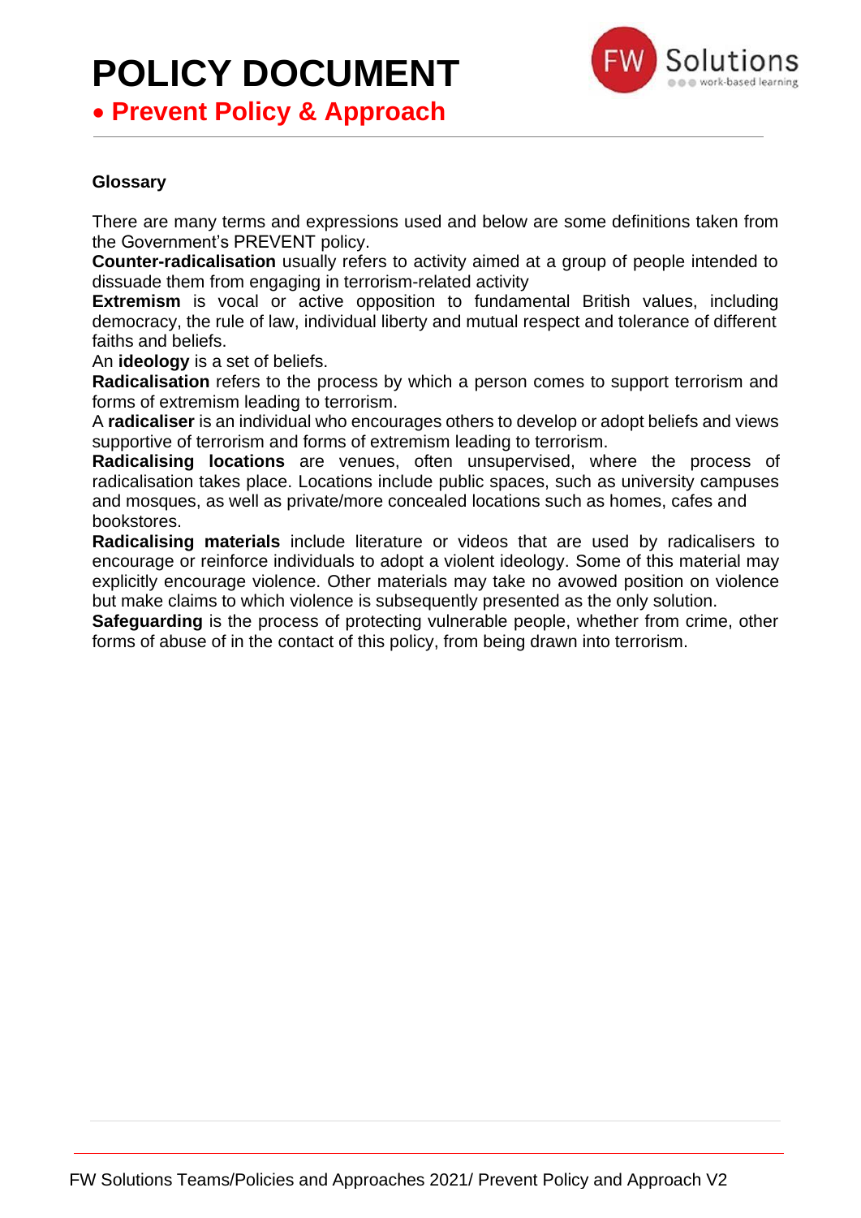**Glossary**

There are many terms and expressions used and below are some definitions taken from the Government's PREVENT policy.

**Counter-radicalisation** usually refers to activity aimed at a group of people intended to dissuade them from engaging in terrorism-related activity

**Extremism** is vocal or active opposition to fundamental British values, including democracy, the rule of law, individual liberty and mutual respect and tolerance of different faiths and beliefs.

An **ideology** is a set of beliefs.

**Radicalisation** refers to the process by which a person comes to support terrorism and forms of extremism leading to terrorism.

A **radicaliser** is an individual who encourages others to develop or adopt beliefs and views supportive of terrorism and forms of extremism leading to terrorism.

**Radicalising locations** are venues, often unsupervised, where the process of radicalisation takes place. Locations include public spaces, such as university campuses and mosques, as well as private/more concealed locations such as homes, cafes and bookstores.

**Radicalising materials** include literature or videos that are used by radicalisers to encourage or reinforce individuals to adopt a violent ideology. Some of this material may explicitly encourage violence. Other materials may take no avowed position on violence but make claims to which violence is subsequently presented as the only solution.

**Safeguarding** is the process of protecting vulnerable people, whether from crime, other forms of abuse of in the contact of this policy, from being drawn into terrorism.